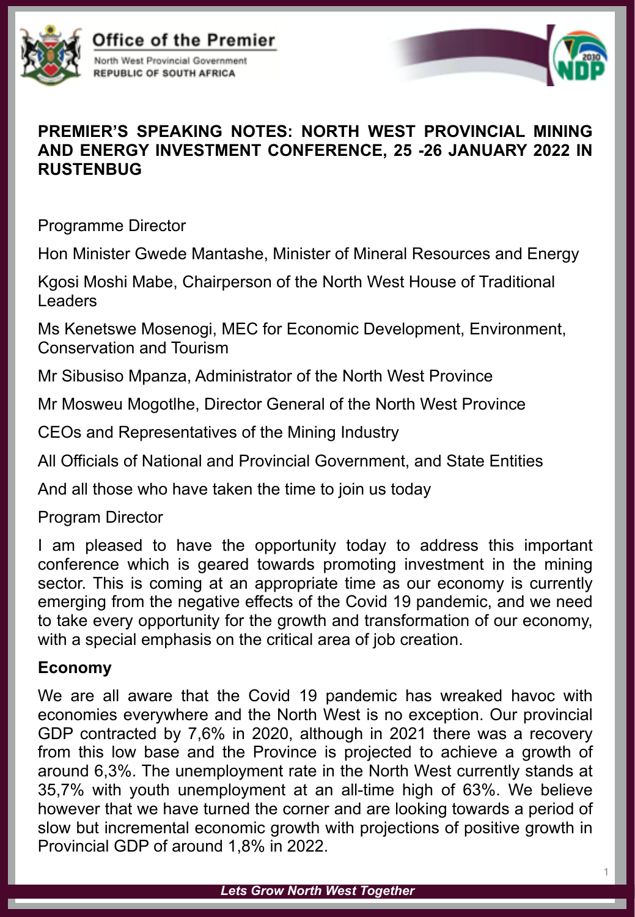Office of the Premier

North West Provincial Government
REPUBLIC OF SOUTH AFRICA

**PREMIER'S SPEAKING NOTES: NORTH WEST PROVINCIAL MINING AND ENERGY INVESTMENT CONFERENCE, 25 -26 JANUARY 2022 IN RUSTENBUG**

Programme Director

Hon Minister Gwede Mantashe, Minister of Mineral Resources and Energy

Kgosi Moshi Mabe, Chairperson of the North West House of Traditional Leaders

Ms Kenetswe Mosenogi, MEC for Economic Development, Environment, Conservation and Tourism

Mr Sibusiso Mpanza, Administrator of the North West Province

Mr Mosweu Mogotlhe, Director General of the North West Province

CEOs and Representatives of the Mining Industry

All Officials of National and Provincial Government, and State Entities

And all those who have taken the time to join us today

Program Director

I am pleased to have the opportunity today to address this important conference which is geared towards promoting investment in the mining sector. This is coming at an appropriate time as our economy is currently emerging from the negative effects of the Covid 19 pandemic, and we need to take every opportunity for the growth and transformation of our economy, with a special emphasis on the critical area of job creation.

**Economy**

We are all aware that the Covid 19 pandemic has wreaked havoc with economies everywhere and the North West is no exception. Our provincial GDP contracted by 7,6% in 2020, although in 2021 there was a recovery from this low base and the Province is projected to achieve a growth of around 6,3%. The unemployment rate in the North West currently stands at 35,7% with youth unemployment at an all-time high of 63%. We believe however that we have turned the corner and are looking towards a period of slow but incremental economic growth with projections of positive growth in Provincial GDP of around 1,8% in 2022.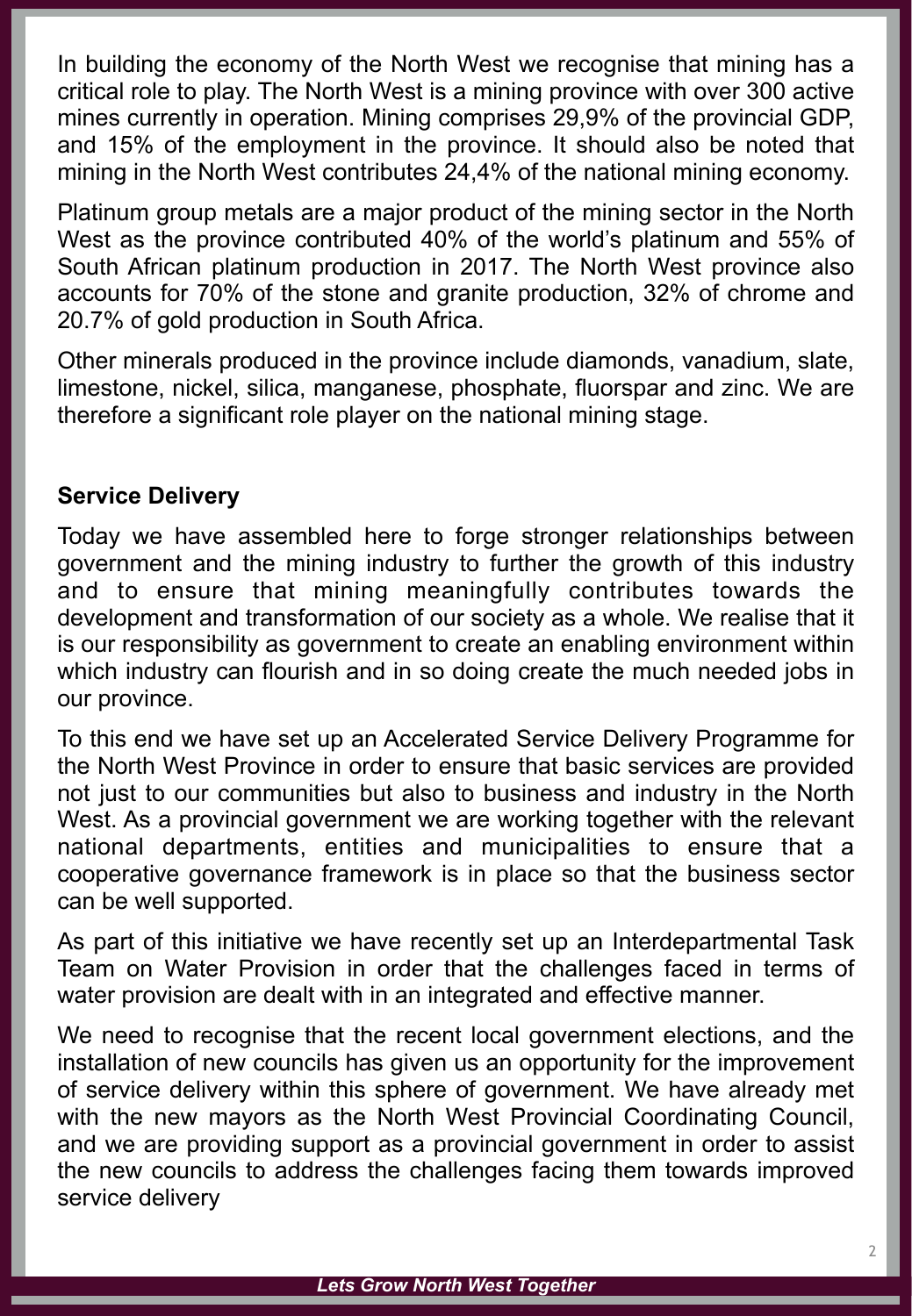In building the economy of the North West we recognise that mining has a critical role to play. The North West is a mining province with over 300 active mines currently in operation. Mining comprises 29,9% of the provincial GDP, and 15% of the employment in the province. It should also be noted that mining in the North West contributes 24,4% of the national mining economy.

Platinum group metals are a major product of the mining sector in the North West as the province contributed 40% of the world's platinum and 55% of South African platinum production in 2017. The North West province also accounts for 70% of the stone and granite production, 32% of chrome and 20.7% of gold production in South Africa.

Other minerals produced in the province include diamonds, vanadium, slate, limestone, nickel, silica, manganese, phosphate, fluorspar and zinc. We are therefore a significant role player on the national mining stage.

**Service Delivery**

Today we have assembled here to forge stronger relationships between government and the mining industry to further the growth of this industry and to ensure that mining meaningfully contributes towards the development and transformation of our society as a whole. We realise that it is our responsibility as government to create an enabling environment within which industry can flourish and in so doing create the much needed jobs in our province.

To this end we have set up an Accelerated Service Delivery Programme for the North West Province in order to ensure that basic services are provided not just to our communities but also to business and industry in the North West. As a provincial government we are working together with the relevant national departments, entities and municipalities to ensure that a cooperative governance framework is in place so that the business sector can be well supported.

As part of this initiative we have recently set up an Interdepartmental Task Team on Water Provision in order that the challenges faced in terms of water provision are dealt with in an integrated and effective manner.

We need to recognise that the recent local government elections, and the installation of new councils has given us an opportunity for the improvement of service delivery within this sphere of government. We have already met with the new mayors as the North West Provincial Coordinating Council, and we are providing support as a provincial government in order to assist the new councils to address the challenges facing them towards improved service delivery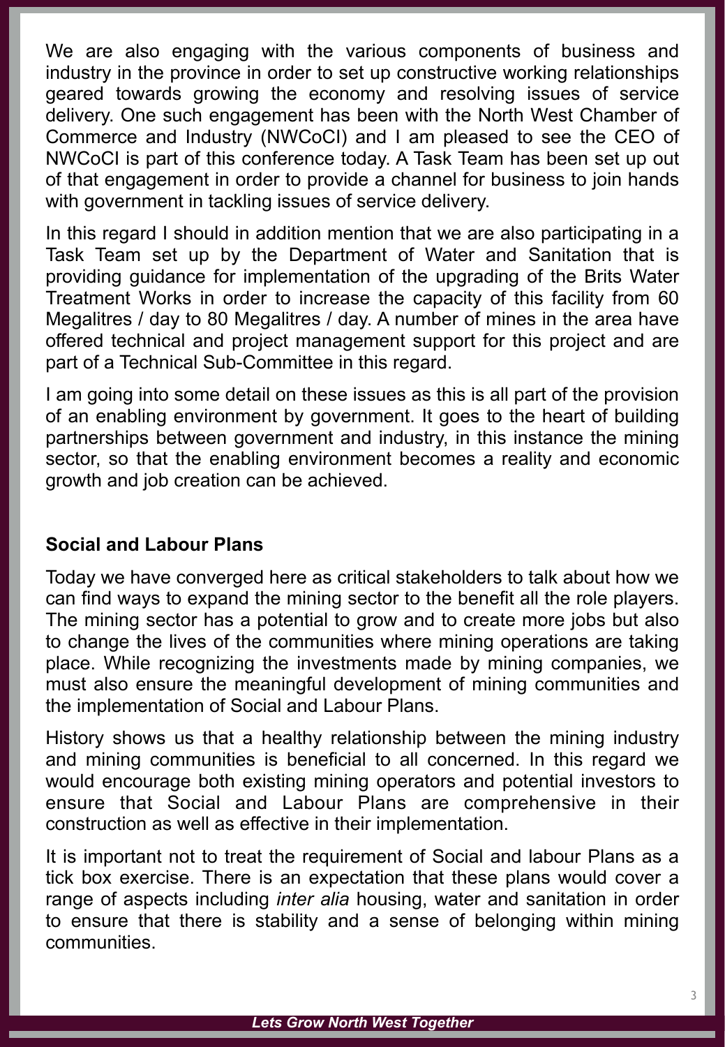We are also engaging with the various components of business and industry in the province in order to set up constructive working relationships geared towards growing the economy and resolving issues of service delivery. One such engagement has been with the North West Chamber of Commerce and Industry (NWCoCI) and I am pleased to see the CEO of NWCoCI is part of this conference today. A Task Team has been set up out of that engagement in order to provide a channel for business to join hands with government in tackling issues of service delivery.

In this regard I should in addition mention that we are also participating in a Task Team set up by the Department of Water and Sanitation that is providing guidance for implementation of the upgrading of the Brits Water Treatment Works in order to increase the capacity of this facility from 60 Megalitres / day to 80 Megalitres / day. A number of mines in the area have offered technical and project management support for this project and are part of a Technical Sub-Committee in this regard.

I am going into some detail on these issues as this is all part of the provision of an enabling environment by government. It goes to the heart of building partnerships between government and industry, in this instance the mining sector, so that the enabling environment becomes a reality and economic growth and job creation can be achieved.

## Social and Labour Plans

Today we have converged here as critical stakeholders to talk about how we can find ways to expand the mining sector to the benefit all the role players. The mining sector has a potential to grow and to create more jobs but also to change the lives of the communities where mining operations are taking place. While recognizing the investments made by mining companies, we must also ensure the meaningful development of mining communities and the implementation of Social and Labour Plans.

History shows us that a healthy relationship between the mining industry and mining communities is beneficial to all concerned. In this regard we would encourage both existing mining operators and potential investors to ensure that Social and Labour Plans are comprehensive in their construction as well as effective in their implementation.

It is important not to treat the requirement of Social and labour Plans as a tick box exercise. There is an expectation that these plans would cover a range of aspects including *inter alia* housing, water and sanitation in order to ensure that there is stability and a sense of belonging within mining communities.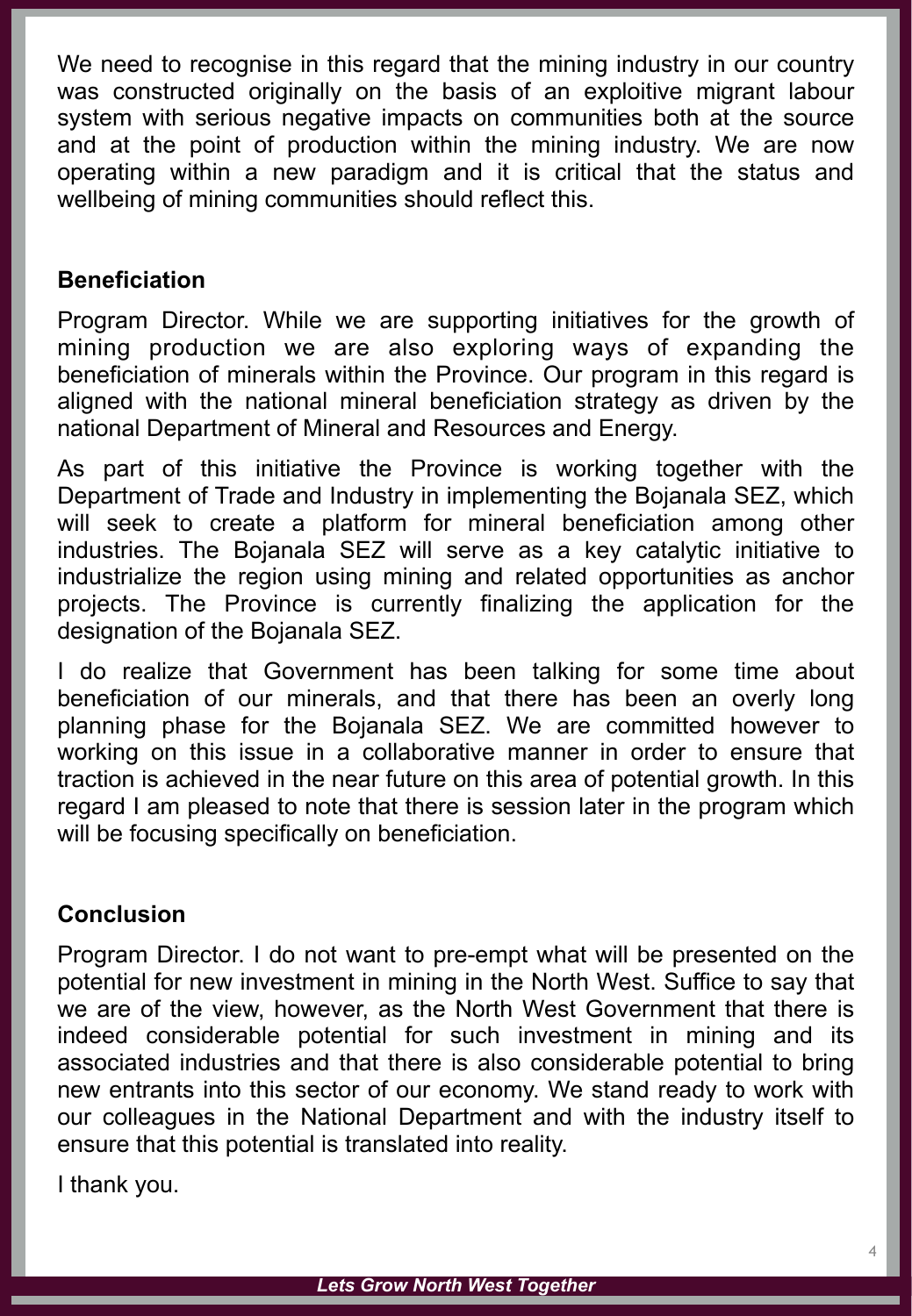We need to recognise in this regard that the mining industry in our country was constructed originally on the basis of an exploitive migrant labour system with serious negative impacts on communities both at the source and at the point of production within the mining industry. We are now operating within a new paradigm and it is critical that the status and wellbeing of mining communities should reflect this.

## Beneficiation

Program Director. While we are supporting initiatives for the growth of mining production we are also exploring ways of expanding the beneficiation of minerals within the Province. Our program in this regard is aligned with the national mineral beneficiation strategy as driven by the national Department of Mineral and Resources and Energy.

As part of this initiative the Province is working together with the Department of Trade and Industry in implementing the Bojanala SEZ, which will seek to create a platform for mineral beneficiation among other industries. The Bojanala SEZ will serve as a key catalytic initiative to industrialize the region using mining and related opportunities as anchor projects. The Province is currently finalizing the application for the designation of the Bojanala SEZ.

I do realize that Government has been talking for some time about beneficiation of our minerals, and that there has been an overly long planning phase for the Bojanala SEZ. We are committed however to working on this issue in a collaborative manner in order to ensure that traction is achieved in the near future on this area of potential growth. In this regard I am pleased to note that there is session later in the program which will be focusing specifically on beneficiation.

## Conclusion

Program Director. I do not want to pre-empt what will be presented on the potential for new investment in mining in the North West. Suffice to say that we are of the view, however, as the North West Government that there is indeed considerable potential for such investment in mining and its associated industries and that there is also considerable potential to bring new entrants into this sector of our economy. We stand ready to work with our colleagues in the National Department and with the industry itself to ensure that this potential is translated into reality.

I thank you.